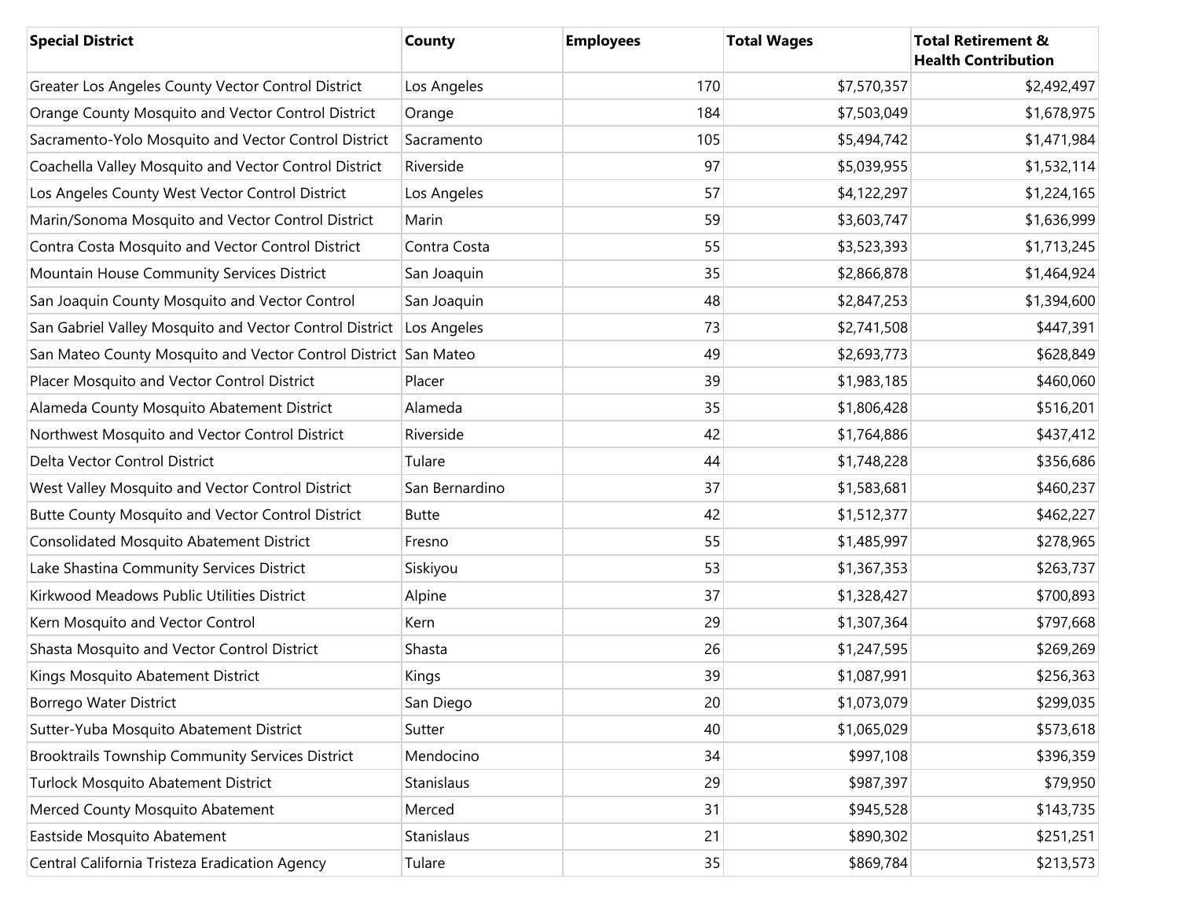| Special District | County | Employees | Total Wages | Total Retirement & Health Contribution |
|---|---|---|---|---|
| Greater Los Angeles County Vector Control District | Los Angeles | 170 | $7,570,357 | $2,492,497 |
| Orange County Mosquito and Vector Control District | Orange | 184 | $7,503,049 | $1,678,975 |
| Sacramento-Yolo Mosquito and Vector Control District | Sacramento | 105 | $5,494,742 | $1,471,984 |
| Coachella Valley Mosquito and Vector Control District | Riverside | 97 | $5,039,955 | $1,532,114 |
| Los Angeles County West Vector Control District | Los Angeles | 57 | $4,122,297 | $1,224,165 |
| Marin/Sonoma Mosquito and Vector Control District | Marin | 59 | $3,603,747 | $1,636,999 |
| Contra Costa Mosquito and Vector Control District | Contra Costa | 55 | $3,523,393 | $1,713,245 |
| Mountain House Community Services District | San Joaquin | 35 | $2,866,878 | $1,464,924 |
| San Joaquin County Mosquito and Vector Control | San Joaquin | 48 | $2,847,253 | $1,394,600 |
| San Gabriel Valley Mosquito and Vector Control District | Los Angeles | 73 | $2,741,508 | $447,391 |
| San Mateo County Mosquito and Vector Control District | San Mateo | 49 | $2,693,773 | $628,849 |
| Placer Mosquito and Vector Control District | Placer | 39 | $1,983,185 | $460,060 |
| Alameda County Mosquito Abatement District | Alameda | 35 | $1,806,428 | $516,201 |
| Northwest Mosquito and Vector Control District | Riverside | 42 | $1,764,886 | $437,412 |
| Delta Vector Control District | Tulare | 44 | $1,748,228 | $356,686 |
| West Valley Mosquito and Vector Control District | San Bernardino | 37 | $1,583,681 | $460,237 |
| Butte County Mosquito and Vector Control District | Butte | 42 | $1,512,377 | $462,227 |
| Consolidated Mosquito Abatement District | Fresno | 55 | $1,485,997 | $278,965 |
| Lake Shastina Community Services District | Siskiyou | 53 | $1,367,353 | $263,737 |
| Kirkwood Meadows Public Utilities District | Alpine | 37 | $1,328,427 | $700,893 |
| Kern Mosquito and Vector Control | Kern | 29 | $1,307,364 | $797,668 |
| Shasta Mosquito and Vector Control District | Shasta | 26 | $1,247,595 | $269,269 |
| Kings Mosquito Abatement District | Kings | 39 | $1,087,991 | $256,363 |
| Borrego Water District | San Diego | 20 | $1,073,079 | $299,035 |
| Sutter-Yuba Mosquito Abatement District | Sutter | 40 | $1,065,029 | $573,618 |
| Brooktrails Township Community Services District | Mendocino | 34 | $997,108 | $396,359 |
| Turlock Mosquito Abatement District | Stanislaus | 29 | $987,397 | $79,950 |
| Merced County Mosquito Abatement | Merced | 31 | $945,528 | $143,735 |
| Eastside Mosquito Abatement | Stanislaus | 21 | $890,302 | $251,251 |
| Central California Tristeza Eradication Agency | Tulare | 35 | $869,784 | $213,573 |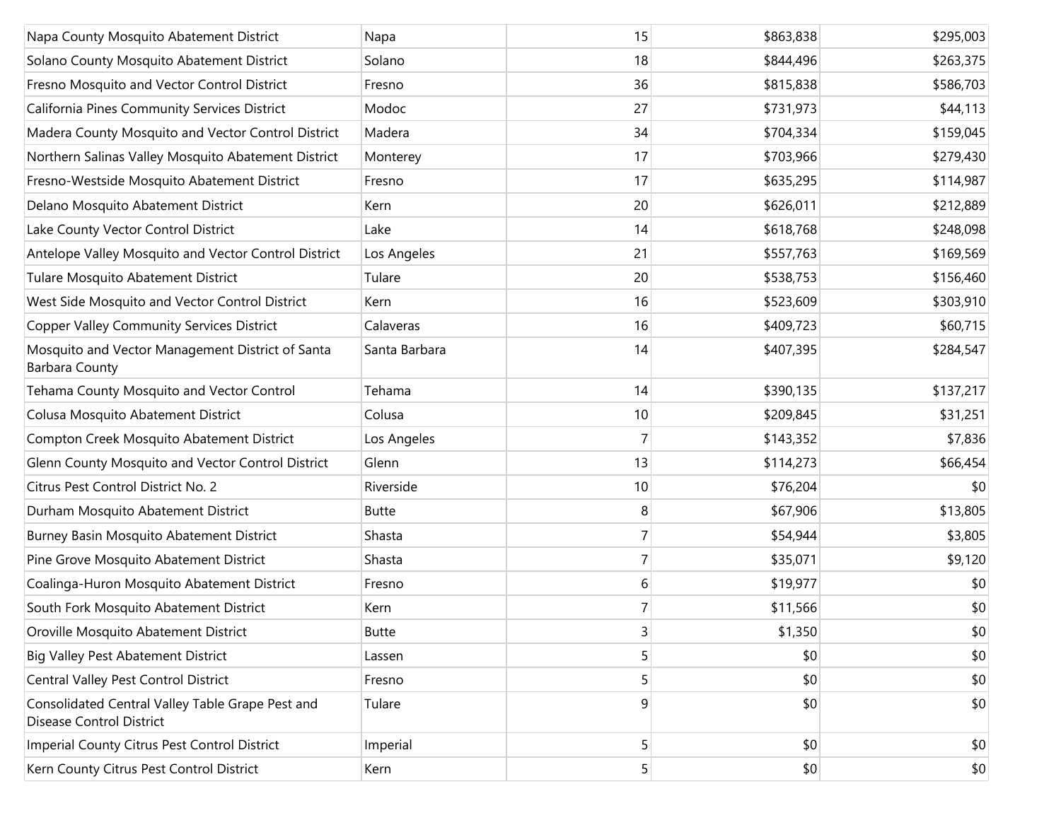| | | | | |
|---|---|---|---|---|
| Napa County Mosquito Abatement District | Napa | 15 | $863,838 | $295,003 |
| Solano County Mosquito Abatement District | Solano | 18 | $844,496 | $263,375 |
| Fresno Mosquito and Vector Control District | Fresno | 36 | $815,838 | $586,703 |
| California Pines Community Services District | Modoc | 27 | $731,973 | $44,113 |
| Madera County Mosquito and Vector Control District | Madera | 34 | $704,334 | $159,045 |
| Northern Salinas Valley Mosquito Abatement District | Monterey | 17 | $703,966 | $279,430 |
| Fresno-Westside Mosquito Abatement District | Fresno | 17 | $635,295 | $114,987 |
| Delano Mosquito Abatement District | Kern | 20 | $626,011 | $212,889 |
| Lake County Vector Control District | Lake | 14 | $618,768 | $248,098 |
| Antelope Valley Mosquito and Vector Control District | Los Angeles | 21 | $557,763 | $169,569 |
| Tulare Mosquito Abatement District | Tulare | 20 | $538,753 | $156,460 |
| West Side Mosquito and Vector Control District | Kern | 16 | $523,609 | $303,910 |
| Copper Valley Community Services District | Calaveras | 16 | $409,723 | $60,715 |
| Mosquito and Vector Management District of Santa Barbara County | Santa Barbara | 14 | $407,395 | $284,547 |
| Tehama County Mosquito and Vector Control | Tehama | 14 | $390,135 | $137,217 |
| Colusa Mosquito Abatement District | Colusa | 10 | $209,845 | $31,251 |
| Compton Creek Mosquito Abatement District | Los Angeles | 7 | $143,352 | $7,836 |
| Glenn County Mosquito and Vector Control District | Glenn | 13 | $114,273 | $66,454 |
| Citrus Pest Control District No. 2 | Riverside | 10 | $76,204 | $0 |
| Durham Mosquito Abatement District | Butte | 8 | $67,906 | $13,805 |
| Burney Basin Mosquito Abatement District | Shasta | 7 | $54,944 | $3,805 |
| Pine Grove Mosquito Abatement District | Shasta | 7 | $35,071 | $9,120 |
| Coalinga-Huron Mosquito Abatement District | Fresno | 6 | $19,977 | $0 |
| South Fork Mosquito Abatement District | Kern | 7 | $11,566 | $0 |
| Oroville Mosquito Abatement District | Butte | 3 | $1,350 | $0 |
| Big Valley Pest Abatement District | Lassen | 5 | $0 | $0 |
| Central Valley Pest Control District | Fresno | 5 | $0 | $0 |
| Consolidated Central Valley Table Grape Pest and Disease Control District | Tulare | 9 | $0 | $0 |
| Imperial County Citrus Pest Control District | Imperial | 5 | $0 | $0 |
| Kern County Citrus Pest Control District | Kern | 5 | $0 | $0 |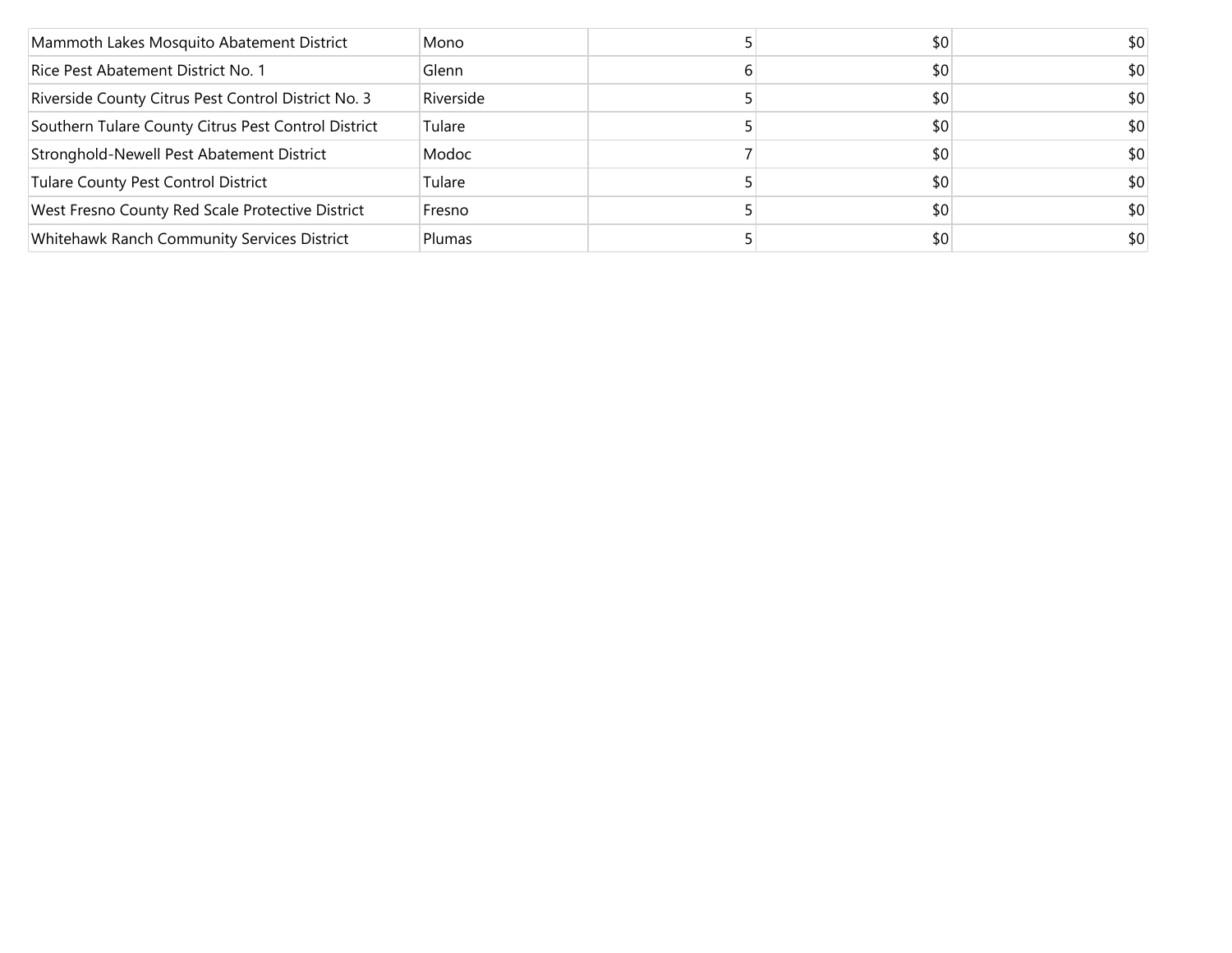| | | | | |
|---|---|---|---|---|
| Mammoth Lakes Mosquito Abatement District | Mono | 5 | $0 | $0 |
| Rice Pest Abatement District No. 1 | Glenn | 6 | $0 | $0 |
| Riverside County Citrus Pest Control District No. 3 | Riverside | 5 | $0 | $0 |
| Southern Tulare County Citrus Pest Control District | Tulare | 5 | $0 | $0 |
| Stronghold-Newell Pest Abatement District | Modoc | 7 | $0 | $0 |
| Tulare County Pest Control District | Tulare | 5 | $0 | $0 |
| West Fresno County Red Scale Protective District | Fresno | 5 | $0 | $0 |
| Whitehawk Ranch Community Services District | Plumas | 5 | $0 | $0 |